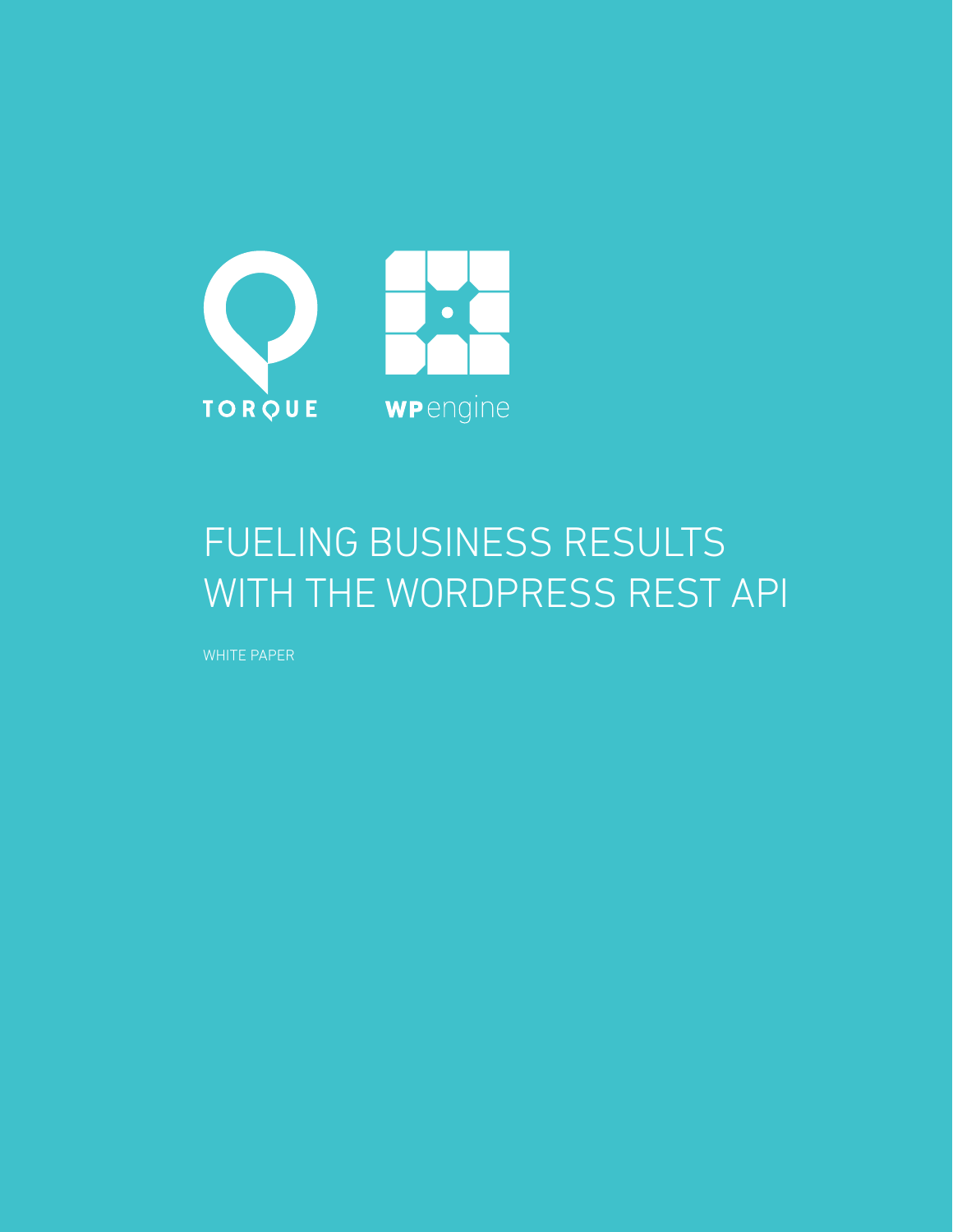TORQUE

WPengine

# FUELING BUSINESS RESULTS WITH THE WORDPRESS REST API

WHITE PAPER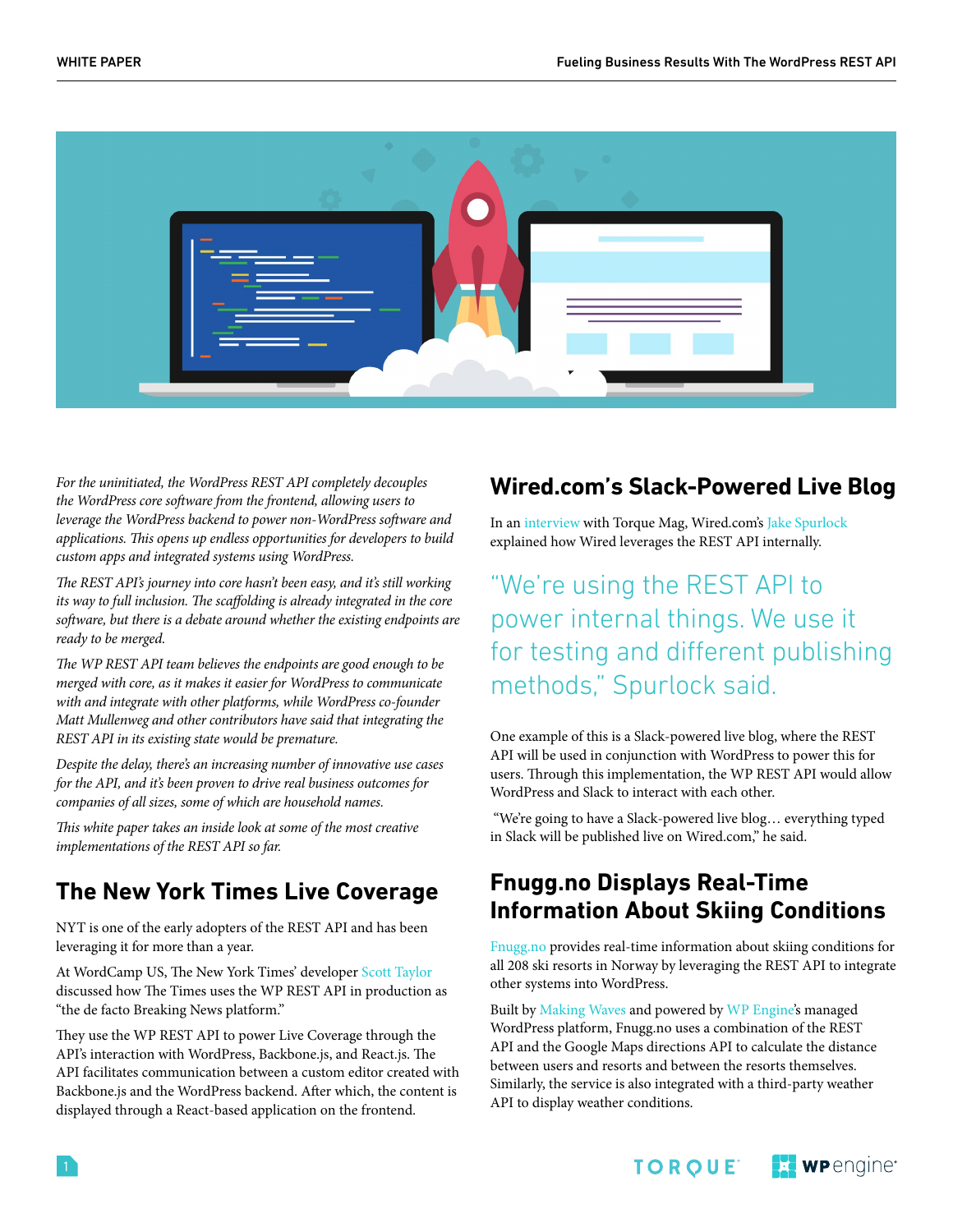*For the uninitiated, the WordPress REST API completely decouples the WordPress core software from the frontend, allowing users to leverage the WordPress backend to power non-WordPress software and applications. This opens up endless opportunities for developers to build custom apps and integrated systems using WordPress.*

*The REST API's journey into core hasn't been easy, and it's still working its way to full inclusion. The scaffolding is already integrated in the core software, but there is a debate around whether the existing endpoints are ready to be merged.*

*The WP REST API team believes the endpoints are good enough to be merged with core, as it makes it easier for WordPress to communicate with and integrate with other platforms, while WordPress co-founder Matt Mullenweg and other contributors have said that integrating the REST API in its existing state would be premature.*

*Despite the delay, there's an increasing number of innovative use cases for the API, and it's been proven to drive real business outcomes for companies of all sizes, some of which are household names.*

*This white paper takes an inside look at some of the most creative implementations of the REST API so far.*

## The New York Times Live Coverage

NYT is one of the early adopters of the REST API and has been leveraging it for more than a year.

At WordCamp US, The New York Times' developer Scott Taylor discussed how The Times uses the WP REST API in production as "the de facto Breaking News platform."

They use the WP REST API to power Live Coverage through the API's interaction with WordPress, Backbone.js, and React.js. The API facilitates communication between a custom editor created with Backbone.js and the WordPress backend. After which, the content is displayed through a React-based application on the frontend.

## Wired.com's Slack-Powered Live Blog

In an interview with Torque Mag, Wired.com's Jake Spurlock explained how Wired leverages the REST API internally.

> "We're using the REST API to power internal things. We use it for testing and different publishing methods," Spurlock said.

One example of this is a Slack-powered live blog, where the REST API will be used in conjunction with WordPress to power this for users. Through this implementation, the WP REST API would allow WordPress and Slack to interact with each other.

"We're going to have a Slack-powered live blog… everything typed in Slack will be published live on Wired.com," he said.

## Fnugg.no Displays Real-Time Information About Skiing Conditions

Fnugg.no provides real-time information about skiing conditions for all 208 ski resorts in Norway by leveraging the REST API to integrate other systems into WordPress.

Built by Making Waves and powered by WP Engine's managed WordPress platform, Fnugg.no uses a combination of the REST API and the Google Maps directions API to calculate the distance between users and resorts and between the resorts themselves. Similarly, the service is also integrated with a third-party weather API to display weather conditions.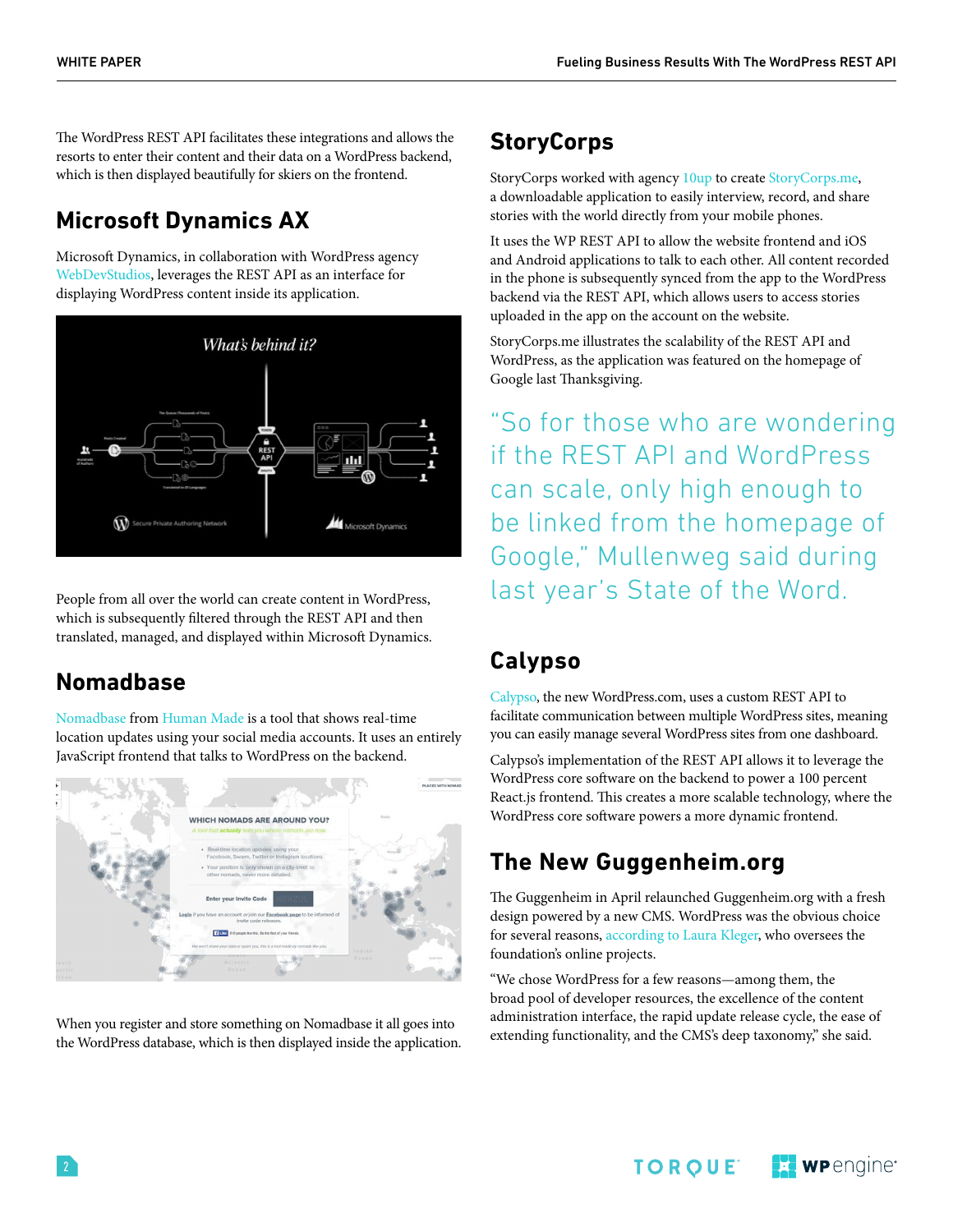The WordPress REST API facilitates these integrations and allows the resorts to enter their content and their data on a WordPress backend, which is then displayed beautifully for skiers on the frontend.

## Microsoft Dynamics AX

Microsoft Dynamics, in collaboration with WordPress agency WebDevStudios, leverages the REST API as an interface for displaying WordPress content inside its application.

People from all over the world can create content in WordPress, which is subsequently filtered through the REST API and then translated, managed, and displayed within Microsoft Dynamics.

## Nomadbase

Nomadbase from Human Made is a tool that shows real-time location updates using your social media accounts. It uses an entirely JavaScript frontend that talks to WordPress on the backend.

When you register and store something on Nomadbase it all goes into the WordPress database, which is then displayed inside the application.

## StoryCorps

StoryCorps worked with agency 10up to create StoryCorps.me, a downloadable application to easily interview, record, and share stories with the world directly from your mobile phones.

It uses the WP REST API to allow the website frontend and iOS and Android applications to talk to each other. All content recorded in the phone is subsequently synced from the app to the WordPress backend via the REST API, which allows users to access stories uploaded in the app on the account on the website.

StoryCorps.me illustrates the scalability of the REST API and WordPress, as the application was featured on the homepage of Google last Thanksgiving.

"So for those who are wondering if the REST API and WordPress can scale, only high enough to be linked from the homepage of Google," Mullenweg said during last year's State of the Word.

## Calypso

Calypso, the new WordPress.com, uses a custom REST API to facilitate communication between multiple WordPress sites, meaning you can easily manage several WordPress sites from one dashboard.

Calypso's implementation of the REST API allows it to leverage the WordPress core software on the backend to power a 100 percent React.js frontend. This creates a more scalable technology, where the WordPress core software powers a more dynamic frontend.

## The New Guggenheim.org

The Guggenheim in April relaunched Guggenheim.org with a fresh design powered by a new CMS. WordPress was the obvious choice for several reasons, according to Laura Kleger, who oversees the foundation's online projects.

"We chose WordPress for a few reasons—among them, the broad pool of developer resources, the excellence of the content administration interface, the rapid update release cycle, the ease of extending functionality, and the CMS's deep taxonomy," she said.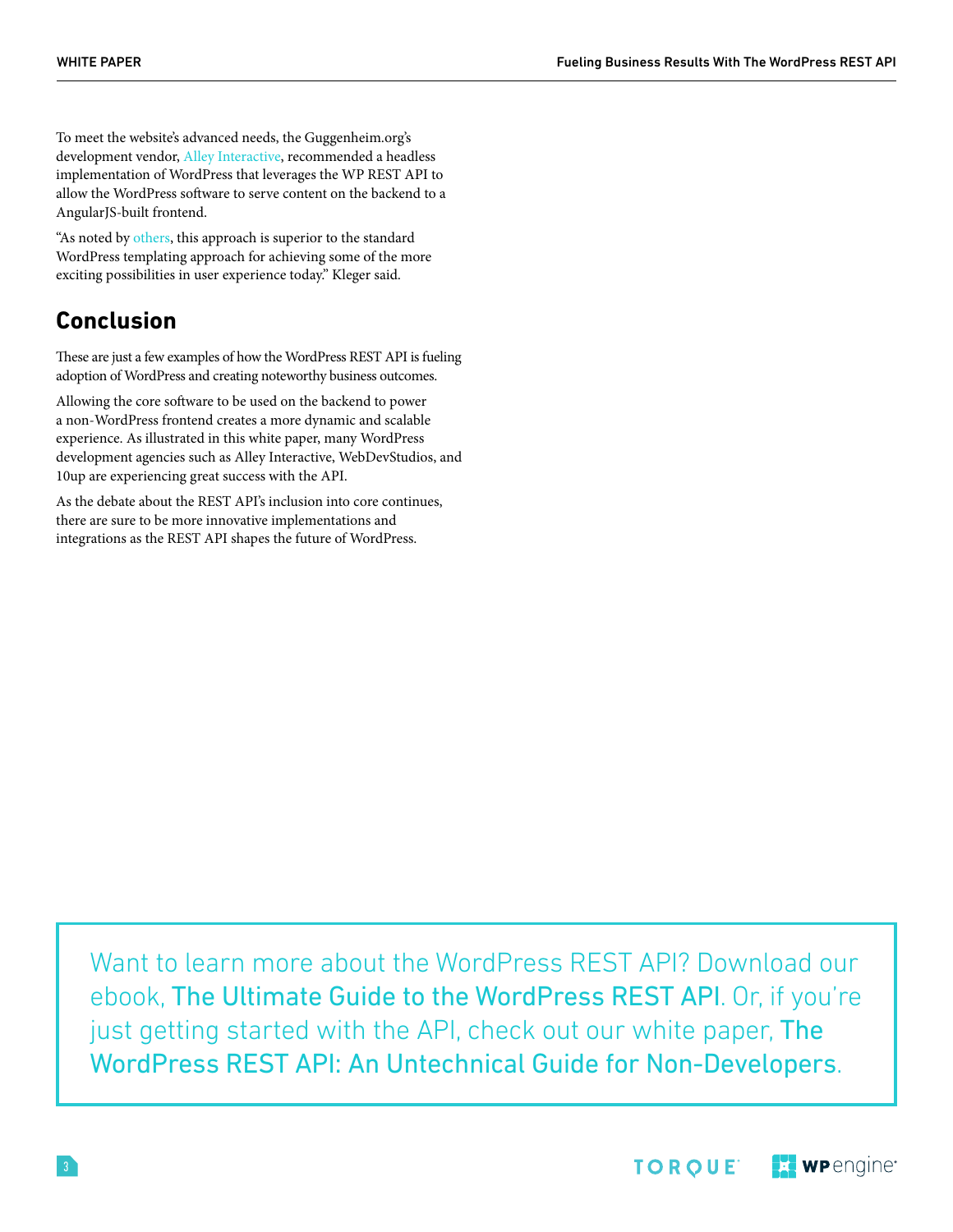To meet the website's advanced needs, the Guggenheim.org's development vendor, Alley Interactive, recommended a headless implementation of WordPress that leverages the WP REST API to allow the WordPress software to serve content on the backend to a AngularJS-built frontend.

"As noted by others, this approach is superior to the standard WordPress templating approach for achieving some of the more exciting possibilities in user experience today." Kleger said.

## Conclusion

These are just a few examples of how the WordPress REST API is fueling adoption of WordPress and creating noteworthy business outcomes.

Allowing the core software to be used on the backend to power a non-WordPress frontend creates a more dynamic and scalable experience. As illustrated in this white paper, many WordPress development agencies such as Alley Interactive, WebDevStudios, and 10up are experiencing great success with the API.

As the debate about the REST API's inclusion into core continues, there are sure to be more innovative implementations and integrations as the REST API shapes the future of WordPress.

Want to learn more about the WordPress REST API? Download our ebook, The Ultimate Guide to the WordPress REST API. Or, if you're just getting started with the API, check out our white paper, The WordPress REST API: An Untechnical Guide for Non-Developers.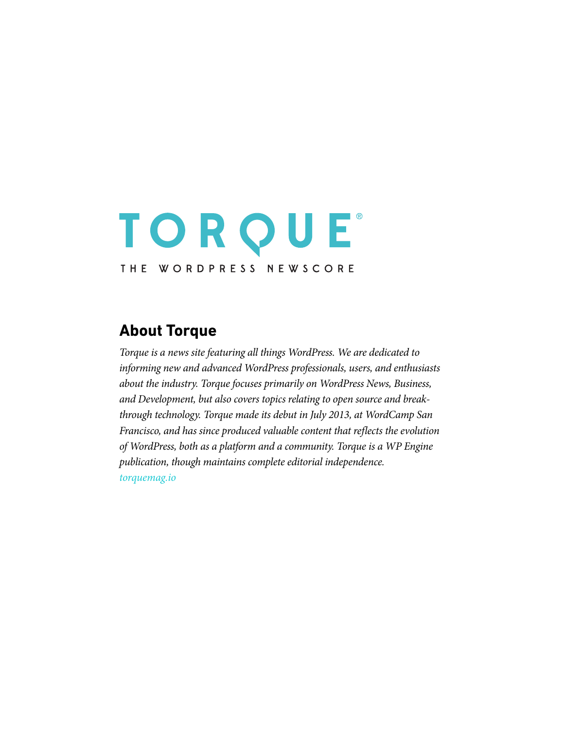# TORQUE®

THE WORDPRESS NEWSCORE

## About Torque

*Torque is a news site featuring all things WordPress. We are dedicated to informing new and advanced WordPress professionals, users, and enthusiasts about the industry. Torque focuses primarily on WordPress News, Business, and Development, but also covers topics relating to open source and breakthrough technology. Torque made its debut in July 2013, at WordCamp San Francisco, and has since produced valuable content that reflects the evolution of WordPress, both as a platform and a community. Torque is a WP Engine publication, though maintains complete editorial independence.*

*torquemag.io*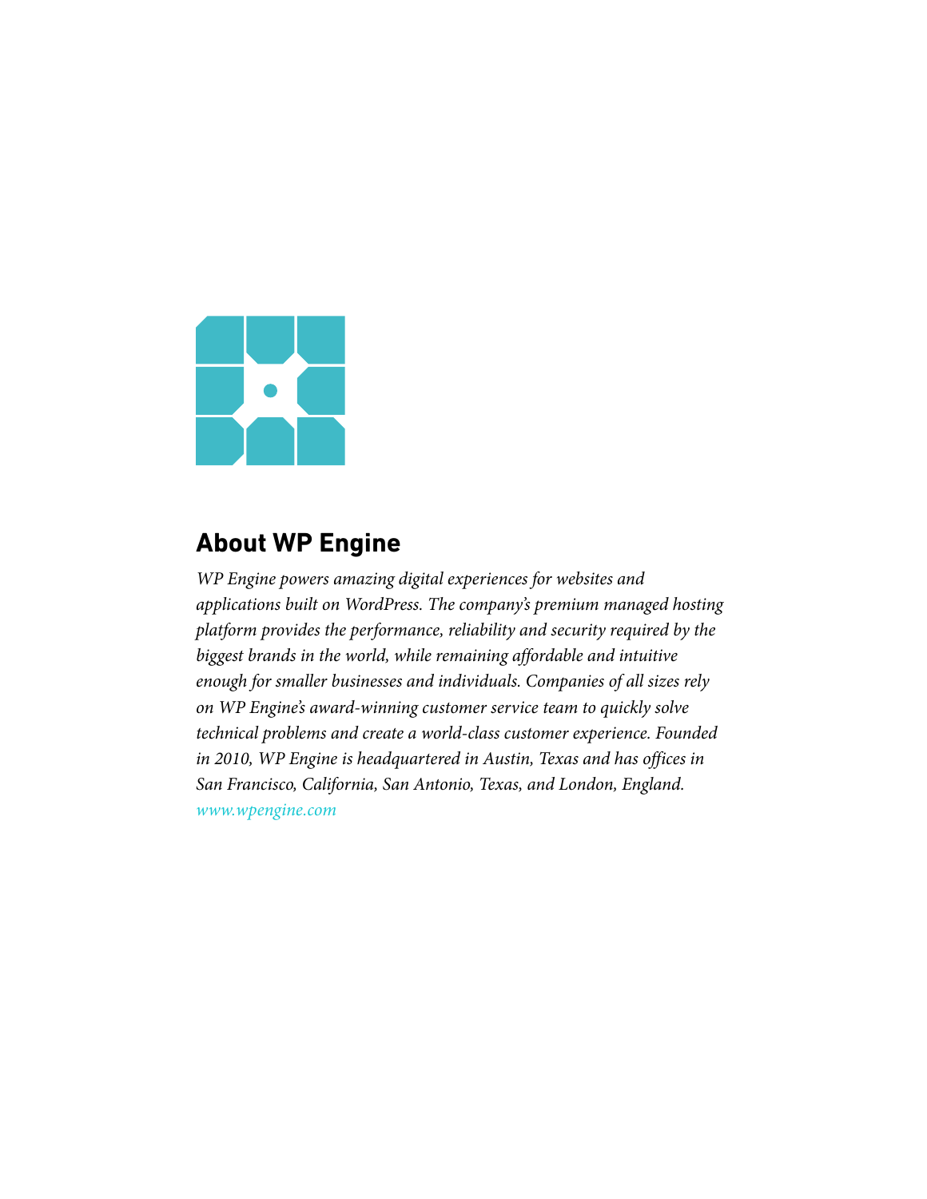## About WP Engine

*WP Engine powers amazing digital experiences for websites and applications built on WordPress. The company's premium managed hosting platform provides the performance, reliability and security required by the biggest brands in the world, while remaining affordable and intuitive enough for smaller businesses and individuals. Companies of all sizes rely on WP Engine's award-winning customer service team to quickly solve technical problems and create a world-class customer experience. Founded in 2010, WP Engine is headquartered in Austin, Texas and has offices in San Francisco, California, San Antonio, Texas, and London, England.*
*www.wpengine.com*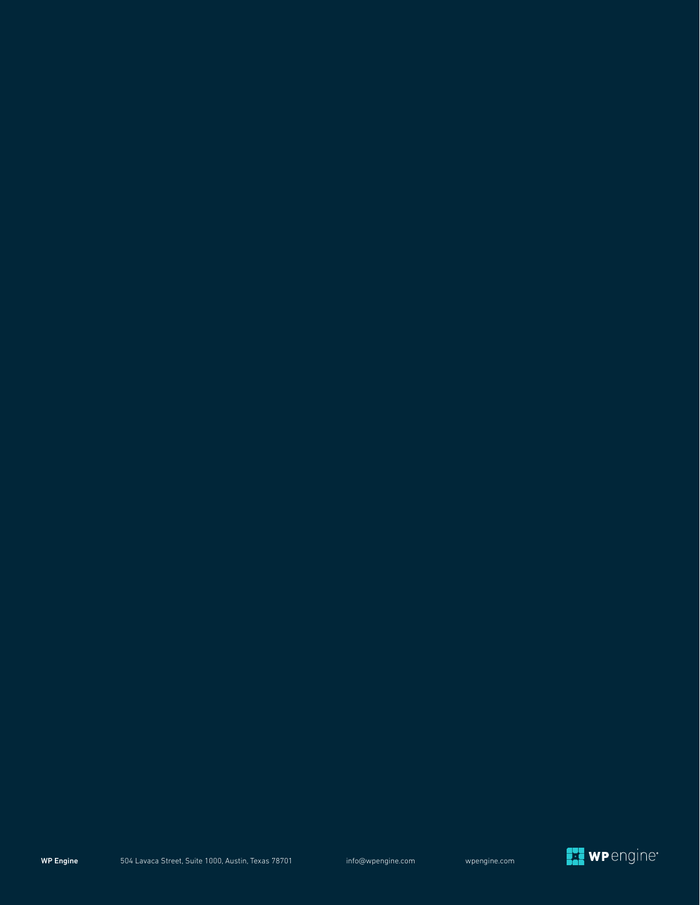**WP Engine** 504 Lavaca Street, Suite 1000, Austin, Texas 78701 info@wpengine.com wpengine.com

WP engine